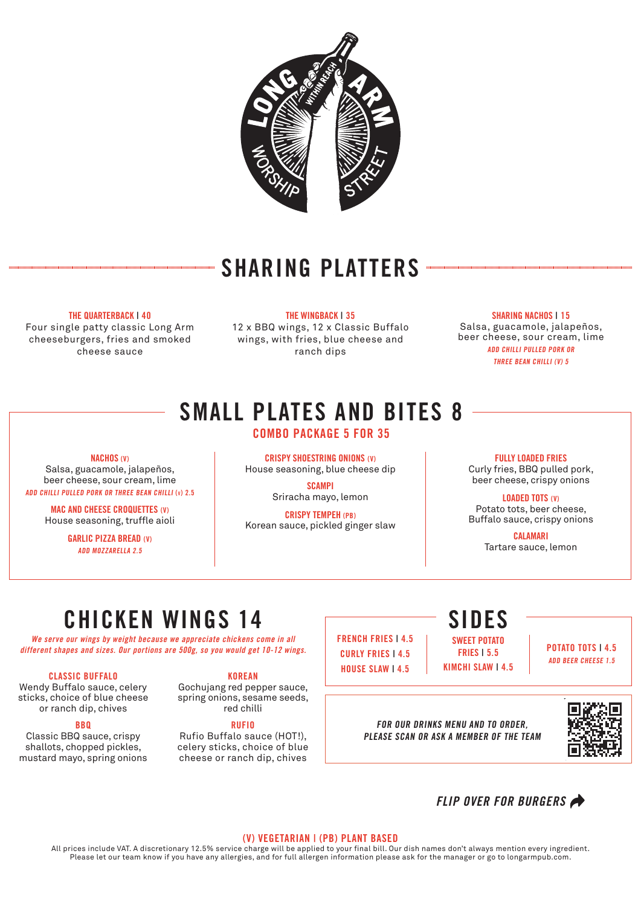LONG ARM

WITHIN REACH

WORSHIP STREET

## SHARING PLATTERS

**THE QUARTERBACK | 40**
Four single patty classic Long Arm cheeseburgers, fries and smoked cheese sauce

**THE WINGBACK | 35**
12 x BBQ wings, 12 x Classic Buffalo wings, with fries, blue cheese and ranch dips

**SHARING NACHOS | 15**
Salsa, guacamole, jalapeños, beer cheese, sour cream, lime
*ADD CHILLI PULLED PORK OR THREE BEAN CHILLI (V) 5*

## SMALL PLATES AND BITES 8

### COMBO PACKAGE 5 FOR 35

**NACHOS (V)**
Salsa, guacamole, jalapeños, beer cheese, sour cream, lime
*ADD CHILLI PULLED PORK OR THREE BEAN CHILLI (V) 2.5*

**MAC AND CHEESE CROQUETTES (V)**
House seasoning, truffle aioli

**GARLIC PIZZA BREAD (V)**
*ADD MOZZARELLA 2.5*

**CRISPY SHOESTRING ONIONS (V)**
House seasoning, blue cheese dip

**SCAMPI**
Sriracha mayo, lemon

**CRISPY TEMPEH (PB)**
Korean sauce, pickled ginger slaw

**FULLY LOADED FRIES**
Curly fries, BBQ pulled pork, beer cheese, crispy onions

**LOADED TOTS (V)**
Potato tots, beer cheese, Buffalo sauce, crispy onions

**CALAMARI**
Tartare sauce, lemon

## CHICKEN WINGS 14

*We serve our wings by weight because we appreciate chickens come in all different shapes and sizes. Our portions are 500g, so you would get 10-12 wings.*

**CLASSIC BUFFALO**
Wendy Buffalo sauce, celery sticks, choice of blue cheese or ranch dip, chives

**BBQ**
Classic BBQ sauce, crispy shallots, chopped pickles, mustard mayo, spring onions

**KOREAN**
Gochujang red pepper sauce, spring onions, sesame seeds, red chilli

**RUFIO**
Rufio Buffalo sauce (HOT!), celery sticks, choice of blue cheese or ranch dip, chives

## SIDES

**FRENCH FRIES | 4.5**
**CURLY FRIES | 4.5**
**HOUSE SLAW | 4.5**

**SWEET POTATO FRIES | 5.5**
**KIMCHI SLAW | 4.5**

**POTATO TOTS | 4.5**
*ADD BEER CHEESE 1.5*

*FOR OUR DRINKS MENU AND TO ORDER, PLEASE SCAN OR ASK A MEMBER OF THE TEAM*

*FLIP OVER FOR BURGERS*

**(V) VEGETARIAN | (PB) PLANT BASED**

All prices include VAT. A discretionary 12.5% service charge will be applied to your final bill. Our dish names don't always mention every ingredient. Please let our team know if you have any allergies, and for full allergen information please ask for the manager or go to longarmpub.com.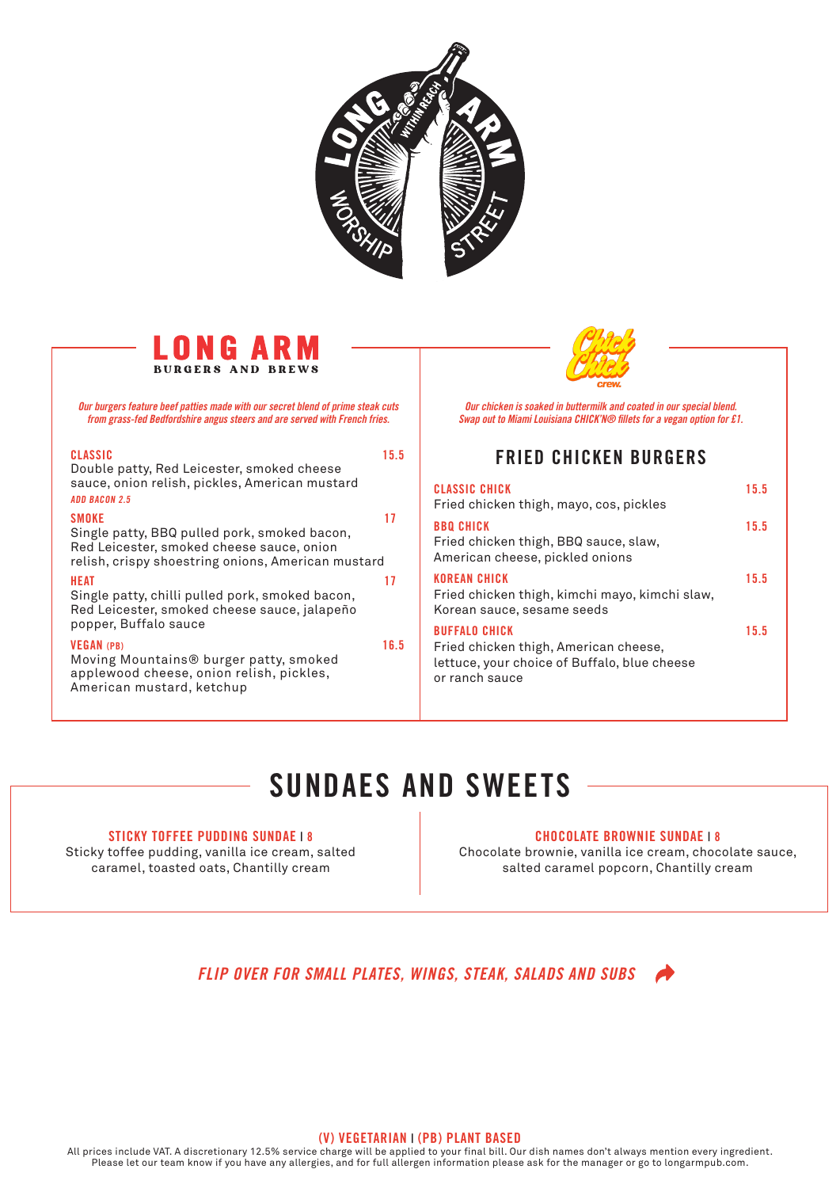LONG ARM WORSHIP STREET — WITHIN REACH

## LONG ARM
BURGERS AND BREWS

*Our burgers feature beef patties made with our secret blend of prime steak cuts from grass-fed Bedfordshire angus steers and are served with French fries.*

**CLASSIC** 15.5
Double patty, Red Leicester, smoked cheese sauce, onion relish, pickles, American mustard
*ADD BACON 2.5*

**SMOKE** 17
Single patty, BBQ pulled pork, smoked bacon, Red Leicester, smoked cheese sauce, onion relish, crispy shoestring onions, American mustard

**HEAT** 17
Single patty, chilli pulled pork, smoked bacon, Red Leicester, smoked cheese sauce, jalapeño popper, Buffalo sauce

**VEGAN (PB)** 16.5
Moving Mountains® burger patty, smoked applewood cheese, onion relish, pickles, American mustard, ketchup

## Chick Chick crew.

*Our chicken is soaked in buttermilk and coated in our special blend. Swap out to Miami Louisiana CHICK'N® fillets for a vegan option for £1.*

### FRIED CHICKEN BURGERS

**CLASSIC CHICK** 15.5
Fried chicken thigh, mayo, cos, pickles

**BBQ CHICK** 15.5
Fried chicken thigh, BBQ sauce, slaw, American cheese, pickled onions

**KOREAN CHICK** 15.5
Fried chicken thigh, kimchi mayo, kimchi slaw, Korean sauce, sesame seeds

**BUFFALO CHICK** 15.5
Fried chicken thigh, American cheese, lettuce, your choice of Buffalo, blue cheese or ranch sauce

## SUNDAES AND SWEETS

**STICKY TOFFEE PUDDING SUNDAE | 8**
Sticky toffee pudding, vanilla ice cream, salted caramel, toasted oats, Chantilly cream

**CHOCOLATE BROWNIE SUNDAE | 8**
Chocolate brownie, vanilla ice cream, chocolate sauce, salted caramel popcorn, Chantilly cream

*FLIP OVER FOR SMALL PLATES, WINGS, STEAK, SALADS AND SUBS*

**(V) VEGETARIAN | (PB) PLANT BASED**

All prices include VAT. A discretionary 12.5% service charge will be applied to your final bill. Our dish names don't always mention every ingredient. Please let our team know if you have any allergies, and for full allergen information please ask for the manager or go to longarmpub.com.